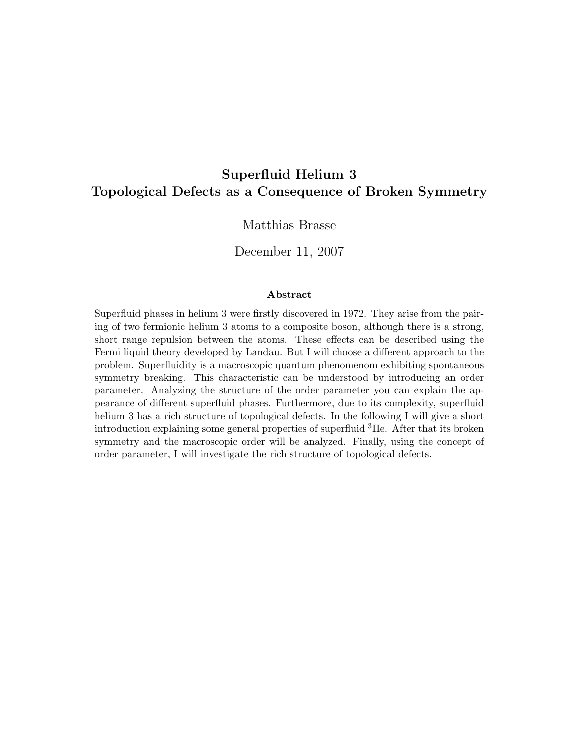# Superfluid Helium 3
# Topological Defects as a Consequence of Broken Symmetry

Matthias Brasse

December 11, 2007

### Abstract

Superfluid phases in helium 3 were firstly discovered in 1972. They arise from the pairing of two fermionic helium 3 atoms to a composite boson, although there is a strong, short range repulsion between the atoms. These effects can be described using the Fermi liquid theory developed by Landau. But I will choose a different approach to the problem. Superfluidity is a macroscopic quantum phenomenom exhibiting spontaneous symmetry breaking. This characteristic can be understood by introducing an order parameter. Analyzing the structure of the order parameter you can explain the appearance of different superfluid phases. Furthermore, due to its complexity, superfluid helium 3 has a rich structure of topological defects. In the following I will give a short introduction explaining some general properties of superfluid $^3$He. After that its broken symmetry and the macroscopic order will be analyzed. Finally, using the concept of order parameter, I will investigate the rich structure of topological defects.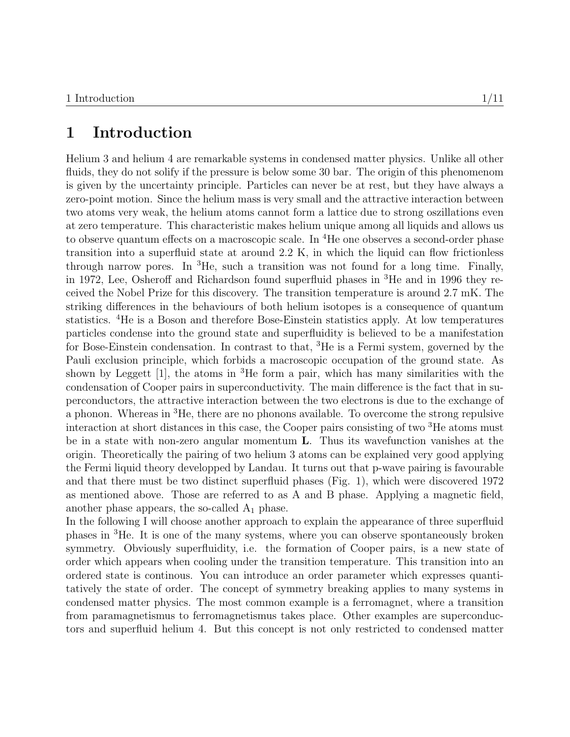# 1 Introduction

Helium 3 and helium 4 are remarkable systems in condensed matter physics. Unlike all other fluids, they do not solify if the pressure is below some 30 bar. The origin of this phenomenom is given by the uncertainty principle. Particles can never be at rest, but they have always a zero-point motion. Since the helium mass is very small and the attractive interaction between two atoms very weak, the helium atoms cannot form a lattice due to strong oszillations even at zero temperature. This characteristic makes helium unique among all liquids and allows us to observe quantum effects on a macroscopic scale. In $^4$He one observes a second-order phase transition into a superfluid state at around 2.2 K, in which the liquid can flow frictionless through narrow pores. In $^3$He, such a transition was not found for a long time. Finally, in 1972, Lee, Osheroff and Richardson found superfluid phases in $^3$He and in 1996 they received the Nobel Prize for this discovery. The transition temperature is around 2.7 mK. The striking differences in the behaviours of both helium isotopes is a consequence of quantum statistics. $^4$He is a Boson and therefore Bose-Einstein statistics apply. At low temperatures particles condense into the ground state and superfluidity is believed to be a manifestation for Bose-Einstein condensation. In contrast to that, $^3$He is a Fermi system, governed by the Pauli exclusion principle, which forbids a macroscopic occupation of the ground state. As shown by Leggett [1], the atoms in $^3$He form a pair, which has many similarities with the condensation of Cooper pairs in superconductivity. The main difference is the fact that in superconductors, the attractive interaction between the two electrons is due to the exchange of a phonon. Whereas in $^3$He, there are no phonons available. To overcome the strong repulsive interaction at short distances in this case, the Cooper pairs consisting of two $^3$He atoms must be in a state with non-zero angular momentum $\mathbf{L}$. Thus its wavefunction vanishes at the origin. Theoretically the pairing of two helium 3 atoms can be explained very good applying the Fermi liquid theory developped by Landau. It turns out that p-wave pairing is favourable and that there must be two distinct superfluid phases (Fig. 1), which were discovered 1972 as mentioned above. Those are referred to as A and B phase. Applying a magnetic field, another phase appears, the so-called $A_1$ phase.

In the following I will choose another approach to explain the appearance of three superfluid phases in $^3$He. It is one of the many systems, where you can observe spontaneously broken symmetry. Obviously superfluidity, i.e. the formation of Cooper pairs, is a new state of order which appears when cooling under the transition temperature. This transition into an ordered state is continous. You can introduce an order parameter which expresses quantitatively the state of order. The concept of symmetry breaking applies to many systems in condensed matter physics. The most common example is a ferromagnet, where a transition from paramagnetismus to ferromagnetismus takes place. Other examples are superconductors and superfluid helium 4. But this concept is not only restricted to condensed matter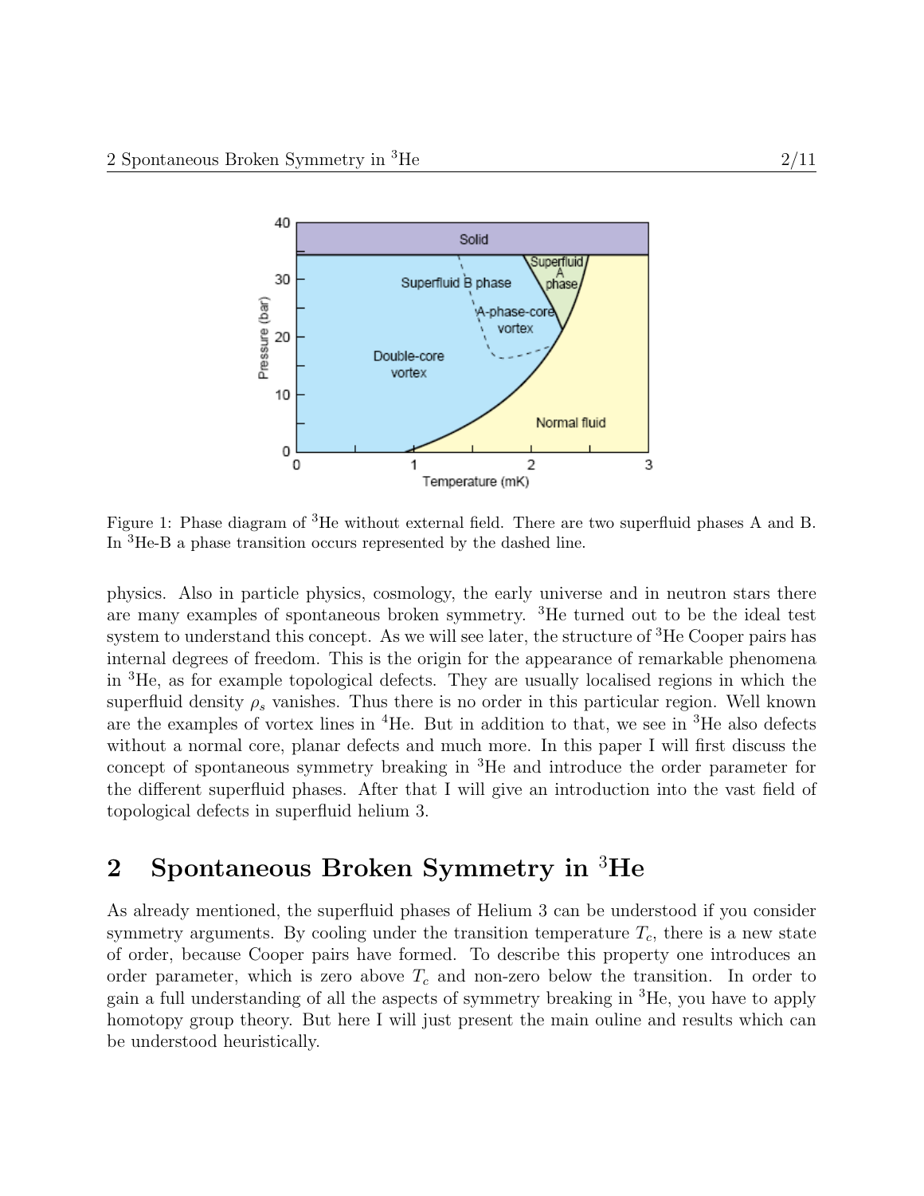Figure 1: Phase diagram of $^3$He without external field. There are two superfluid phases A and B. In $^3$He-B a phase transition occurs represented by the dashed line.

physics. Also in particle physics, cosmology, the early universe and in neutron stars there are many examples of spontaneous broken symmetry. $^3$He turned out to be the ideal test system to understand this concept. As we will see later, the structure of $^3$He Cooper pairs has internal degrees of freedom. This is the origin for the appearance of remarkable phenomena in $^3$He, as for example topological defects. They are usually localised regions in which the superfluid density $\rho_s$ vanishes. Thus there is no order in this particular region. Well known are the examples of vortex lines in $^4$He. But in addition to that, we see in $^3$He also defects without a normal core, planar defects and much more. In this paper I will first discuss the concept of spontaneous symmetry breaking in $^3$He and introduce the order parameter for the different superfluid phases. After that I will give an introduction into the vast field of topological defects in superfluid helium 3.

## 2 Spontaneous Broken Symmetry in $^3$He

As already mentioned, the superfluid phases of Helium 3 can be understood if you consider symmetry arguments. By cooling under the transition temperature $T_c$, there is a new state of order, because Cooper pairs have formed. To describe this property one introduces an order parameter, which is zero above $T_c$ and non-zero below the transition. In order to gain a full understanding of all the aspects of symmetry breaking in $^3$He, you have to apply homotopy group theory. But here I will just present the main ouline and results which can be understood heuristically.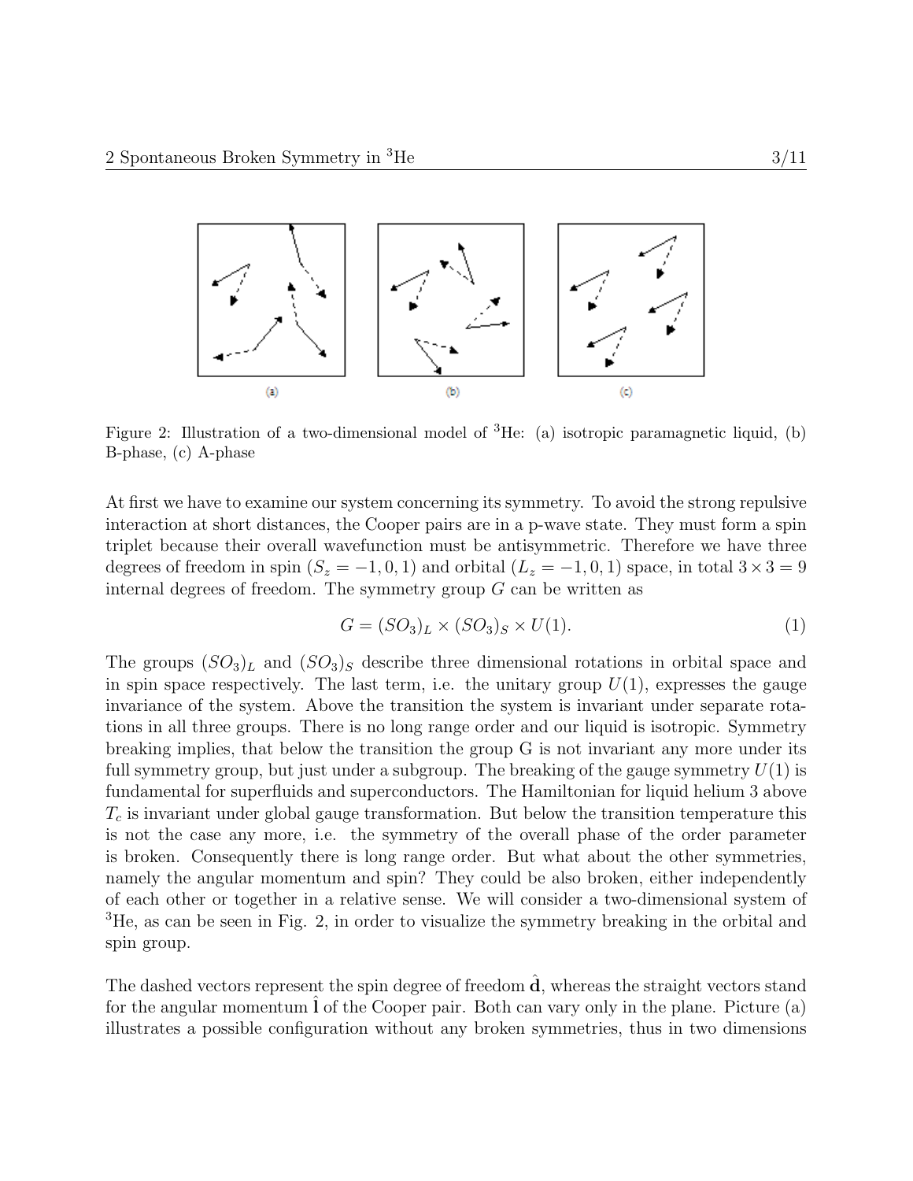Figure 2: Illustration of a two-dimensional model of $^3$He: (a) isotropic paramagnetic liquid, (b) B-phase, (c) A-phase

At first we have to examine our system concerning its symmetry. To avoid the strong repulsive interaction at short distances, the Cooper pairs are in a p-wave state. They must form a spin triplet because their overall wavefunction must be antisymmetric. Therefore we have three degrees of freedom in spin ($S_z = -1, 0, 1$) and orbital ($L_z = -1, 0, 1$) space, in total $3 \times 3 = 9$ internal degrees of freedom. The symmetry group $G$ can be written as

$$G = (SO_3)_L \times (SO_3)_S \times U(1). \tag{1}$$

The groups $(SO_3)_L$ and $(SO_3)_S$ describe three dimensional rotations in orbital space and in spin space respectively. The last term, i.e. the unitary group $U(1)$, expresses the gauge invariance of the system. Above the transition the system is invariant under separate rotations in all three groups. There is no long range order and our liquid is isotropic. Symmetry breaking implies, that below the transition the group G is not invariant any more under its full symmetry group, but just under a subgroup. The breaking of the gauge symmetry $U(1)$ is fundamental for superfluids and superconductors. The Hamiltonian for liquid helium 3 above $T_c$ is invariant under global gauge transformation. But below the transition temperature this is not the case any more, i.e. the symmetry of the overall phase of the order parameter is broken. Consequently there is long range order. But what about the other symmetries, namely the angular momentum and spin? They could be also broken, either independently of each other or together in a relative sense. We will consider a two-dimensional system of $^3$He, as can be seen in Fig. 2, in order to visualize the symmetry breaking in the orbital and spin group.

The dashed vectors represent the spin degree of freedom $\hat{\mathbf{d}}$, whereas the straight vectors stand for the angular momentum $\hat{\mathbf{l}}$ of the Cooper pair. Both can vary only in the plane. Picture (a) illustrates a possible configuration without any broken symmetries, thus in two dimensions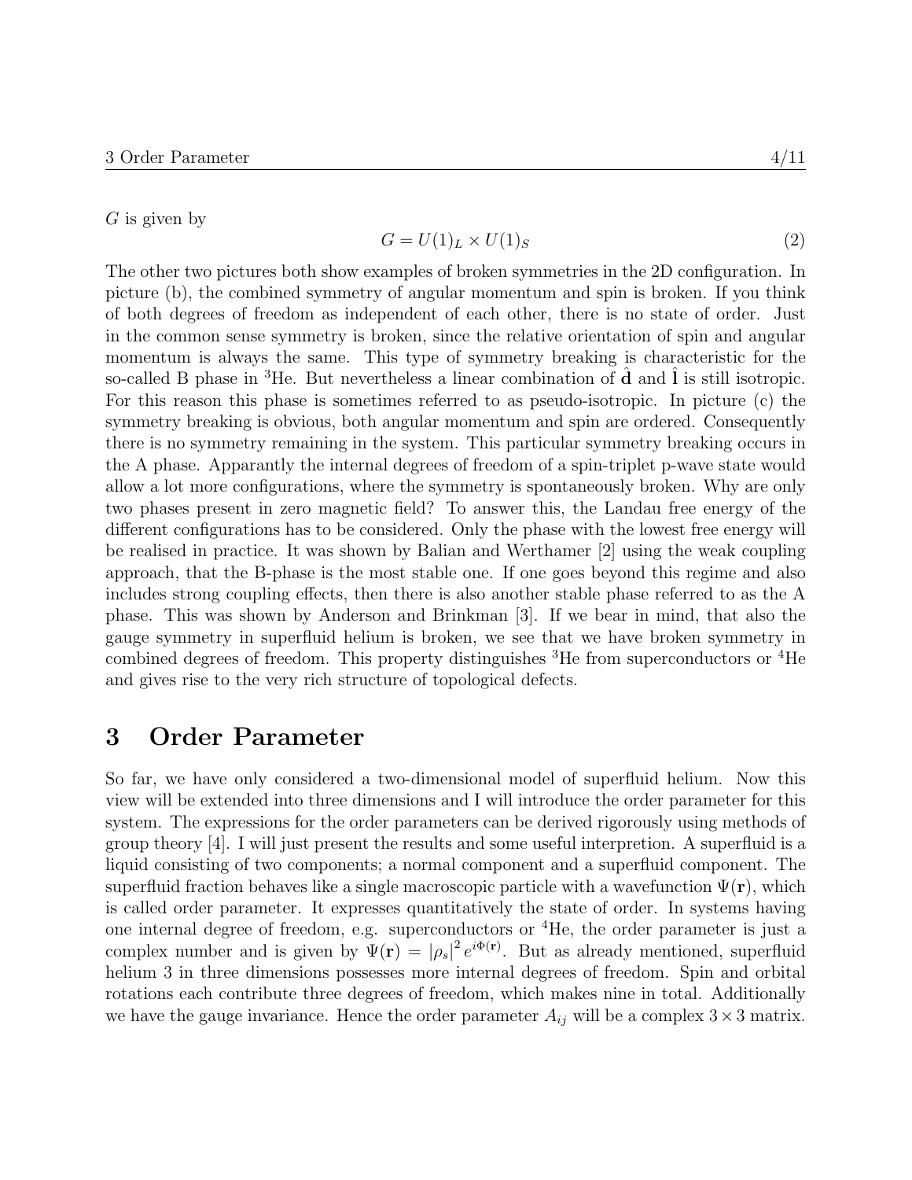$G$ is given by

$$G = U(1)_L \times U(1)_S \tag{2}$$

The other two pictures both show examples of broken symmetries in the 2D configuration. In picture (b), the combined symmetry of angular momentum and spin is broken. If you think of both degrees of freedom as independent of each other, there is no state of order. Just in the common sense symmetry is broken, since the relative orientation of spin and angular momentum is always the same. This type of symmetry breaking is characteristic for the so-called B phase in $^3$He. But nevertheless a linear combination of $\hat{\mathbf{d}}$ and $\hat{\mathbf{l}}$ is still isotropic. For this reason this phase is sometimes referred to as pseudo-isotropic. In picture (c) the symmetry breaking is obvious, both angular momentum and spin are ordered. Consequently there is no symmetry remaining in the system. This particular symmetry breaking occurs in the A phase. Apparantly the internal degrees of freedom of a spin-triplet p-wave state would allow a lot more configurations, where the symmetry is spontaneously broken. Why are only two phases present in zero magnetic field? To answer this, the Landau free energy of the different configurations has to be considered. Only the phase with the lowest free energy will be realised in practice. It was shown by Balian and Werthamer [2] using the weak coupling approach, that the B-phase is the most stable one. If one goes beyond this regime and also includes strong coupling effects, then there is also another stable phase referred to as the A phase. This was shown by Anderson and Brinkman [3]. If we bear in mind, that also the gauge symmetry in superfluid helium is broken, we see that we have broken symmetry in combined degrees of freedom. This property distinguishes $^3$He from superconductors or $^4$He and gives rise to the very rich structure of topological defects.

# 3 Order Parameter

So far, we have only considered a two-dimensional model of superfluid helium. Now this view will be extended into three dimensions and I will introduce the order parameter for this system. The expressions for the order parameters can be derived rigorously using methods of group theory [4]. I will just present the results and some useful interpretion. A superfluid is a liquid consisting of two components; a normal component and a superfluid component. The superfluid fraction behaves like a single macroscopic particle with a wavefunction $\Psi(\mathbf{r})$, which is called order parameter. It expresses quantitatively the state of order. In systems having one internal degree of freedom, e.g. superconductors or $^4$He, the order parameter is just a complex number and is given by $\Psi(\mathbf{r}) = |\rho_s|^2 e^{i\Phi(\mathbf{r})}$. But as already mentioned, superfluid helium 3 in three dimensions possesses more internal degrees of freedom. Spin and orbital rotations each contribute three degrees of freedom, which makes nine in total. Additionally we have the gauge invariance. Hence the order parameter $A_{ij}$ will be a complex $3 \times 3$ matrix.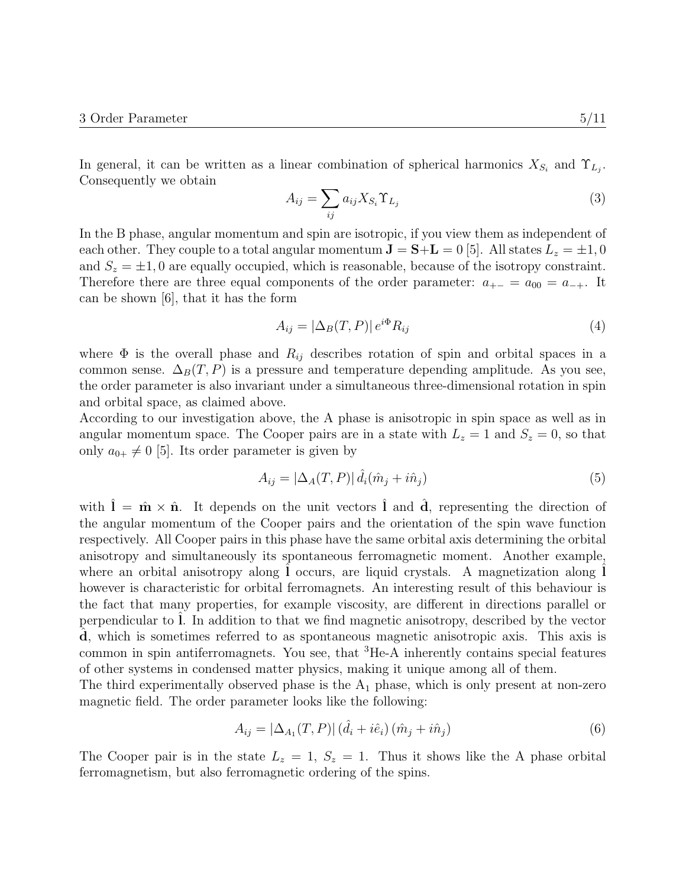In general, it can be written as a linear combination of spherical harmonics $X_{S_i}$ and $\Upsilon_{L_j}$. Consequently we obtain

$$A_{ij} = \sum_{ij} a_{ij} X_{S_i} \Upsilon_{L_j} \tag{3}$$

In the B phase, angular momentum and spin are isotropic, if you view them as independent of each other. They couple to a total angular momentum $\mathbf{J} = \mathbf{S} + \mathbf{L} = 0$ [5]. All states $L_z = \pm 1, 0$ and $S_z = \pm 1, 0$ are equally occupied, which is reasonable, because of the isotropy constraint. Therefore there are three equal components of the order parameter: $a_{+-} = a_{00} = a_{-+}$. It can be shown [6], that it has the form

$$A_{ij} = |\Delta_B(T, P)| \, e^{i\Phi} R_{ij} \tag{4}$$

where $\Phi$ is the overall phase and $R_{ij}$ describes rotation of spin and orbital spaces in a common sense. $\Delta_B(T, P)$ is a pressure and temperature depending amplitude. As you see, the order parameter is also invariant under a simultaneous three-dimensional rotation in spin and orbital space, as claimed above.

According to our investigation above, the A phase is anisotropic in spin space as well as in angular momentum space. The Cooper pairs are in a state with $L_z = 1$ and $S_z = 0$, so that only $a_{0+} \neq 0$ [5]. Its order parameter is given by

$$A_{ij} = |\Delta_A(T, P)| \, \hat{d}_i (\hat{m}_j + i\hat{n}_j) \tag{5}$$

with $\hat{\mathbf{l}} = \hat{\mathbf{m}} \times \hat{\mathbf{n}}$. It depends on the unit vectors $\hat{\mathbf{l}}$ and $\hat{\mathbf{d}}$, representing the direction of the angular momentum of the Cooper pairs and the orientation of the spin wave function respectively. All Cooper pairs in this phase have the same orbital axis determining the orbital anisotropy and simultaneously its spontaneous ferromagnetic moment. Another example, where an orbital anisotropy along $\hat{\mathbf{l}}$ occurs, are liquid crystals. A magnetization along $\hat{\mathbf{l}}$ however is characteristic for orbital ferromagnets. An interesting result of this behaviour is the fact that many properties, for example viscosity, are different in directions parallel or perpendicular to $\hat{\mathbf{l}}$. In addition to that we find magnetic anisotropy, described by the vector $\hat{\mathbf{d}}$, which is sometimes referred to as spontaneous magnetic anisotropic axis. This axis is common in spin antiferromagnets. You see, that $^3$He-A inherently contains special features of other systems in condensed matter physics, making it unique among all of them.

The third experimentally observed phase is the $A_1$ phase, which is only present at non-zero magnetic field. The order parameter looks like the following:

$$A_{ij} = |\Delta_{A_1}(T, P)| \, (\hat{d}_i + i\hat{e}_i) \, (\hat{m}_j + i\hat{n}_j) \tag{6}$$

The Cooper pair is in the state $L_z = 1$, $S_z = 1$. Thus it shows like the A phase orbital ferromagnetism, but also ferromagnetic ordering of the spins.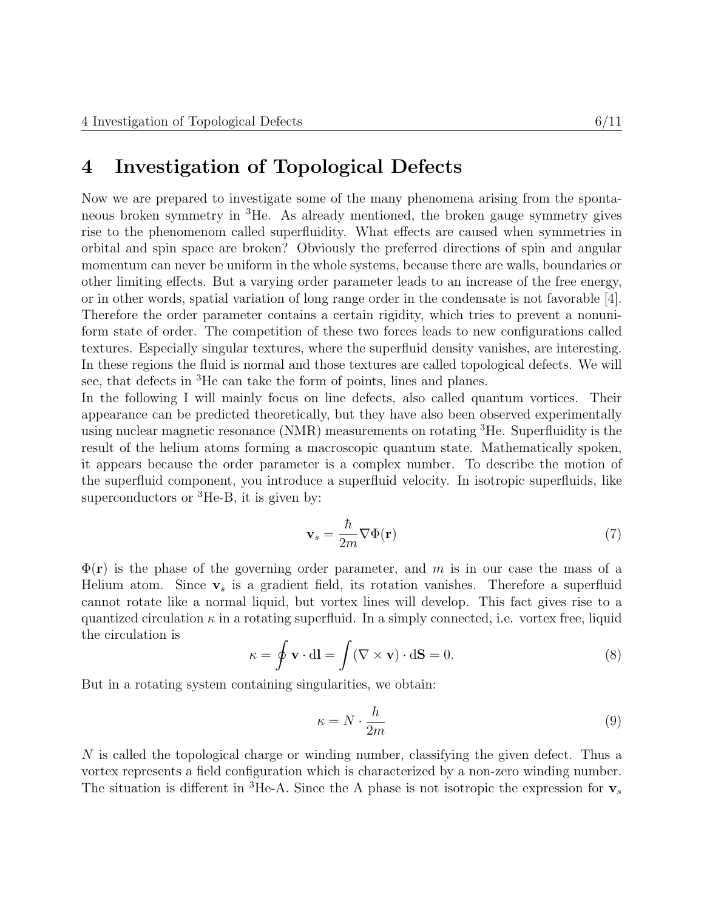# 4 Investigation of Topological Defects

Now we are prepared to investigate some of the many phenomena arising from the spontaneous broken symmetry in $^3$He. As already mentioned, the broken gauge symmetry gives rise to the phenomenom called superfluidity. What effects are caused when symmetries in orbital and spin space are broken? Obviously the preferred directions of spin and angular momentum can never be uniform in the whole systems, because there are walls, boundaries or other limiting effects. But a varying order parameter leads to an increase of the free energy, or in other words, spatial variation of long range order in the condensate is not favorable [4]. Therefore the order parameter contains a certain rigidity, which tries to prevent a nonuniform state of order. The competition of these two forces leads to new configurations called textures. Especially singular textures, where the superfluid density vanishes, are interesting. In these regions the fluid is normal and those textures are called topological defects. We will see, that defects in $^3$He can take the form of points, lines and planes.

In the following I will mainly focus on line defects, also called quantum vortices. Their appearance can be predicted theoretically, but they have also been observed experimentally using nuclear magnetic resonance (NMR) measurements on rotating $^3$He. Superfluidity is the result of the helium atoms forming a macroscopic quantum state. Mathematically spoken, it appears because the order parameter is a complex number. To describe the motion of the superfluid component, you introduce a superfluid velocity. In isotropic superfluids, like superconductors or $^3$He-B, it is given by:

$$\mathbf{v}_s = \frac{\hbar}{2m} \nabla \Phi(\mathbf{r}) \tag{7}$$

$\Phi(\mathbf{r})$ is the phase of the governing order parameter, and $m$ is in our case the mass of a Helium atom. Since $\mathbf{v}_s$ is a gradient field, its rotation vanishes. Therefore a superfluid cannot rotate like a normal liquid, but vortex lines will develop. This fact gives rise to a quantized circulation $\kappa$ in a rotating superfluid. In a simply connected, i.e. vortex free, liquid the circulation is

$$\kappa = \oint \mathbf{v} \cdot \mathrm{d}\mathbf{l} = \int (\nabla \times \mathbf{v}) \cdot \mathrm{d}\mathbf{S} = 0. \tag{8}$$

But in a rotating system containing singularities, we obtain:

$$\kappa = N \cdot \frac{h}{2m} \tag{9}$$

$N$ is called the topological charge or winding number, classifying the given defect. Thus a vortex represents a field configuration which is characterized by a non-zero winding number. The situation is different in $^3$He-A. Since the A phase is not isotropic the expression for $\mathbf{v}_s$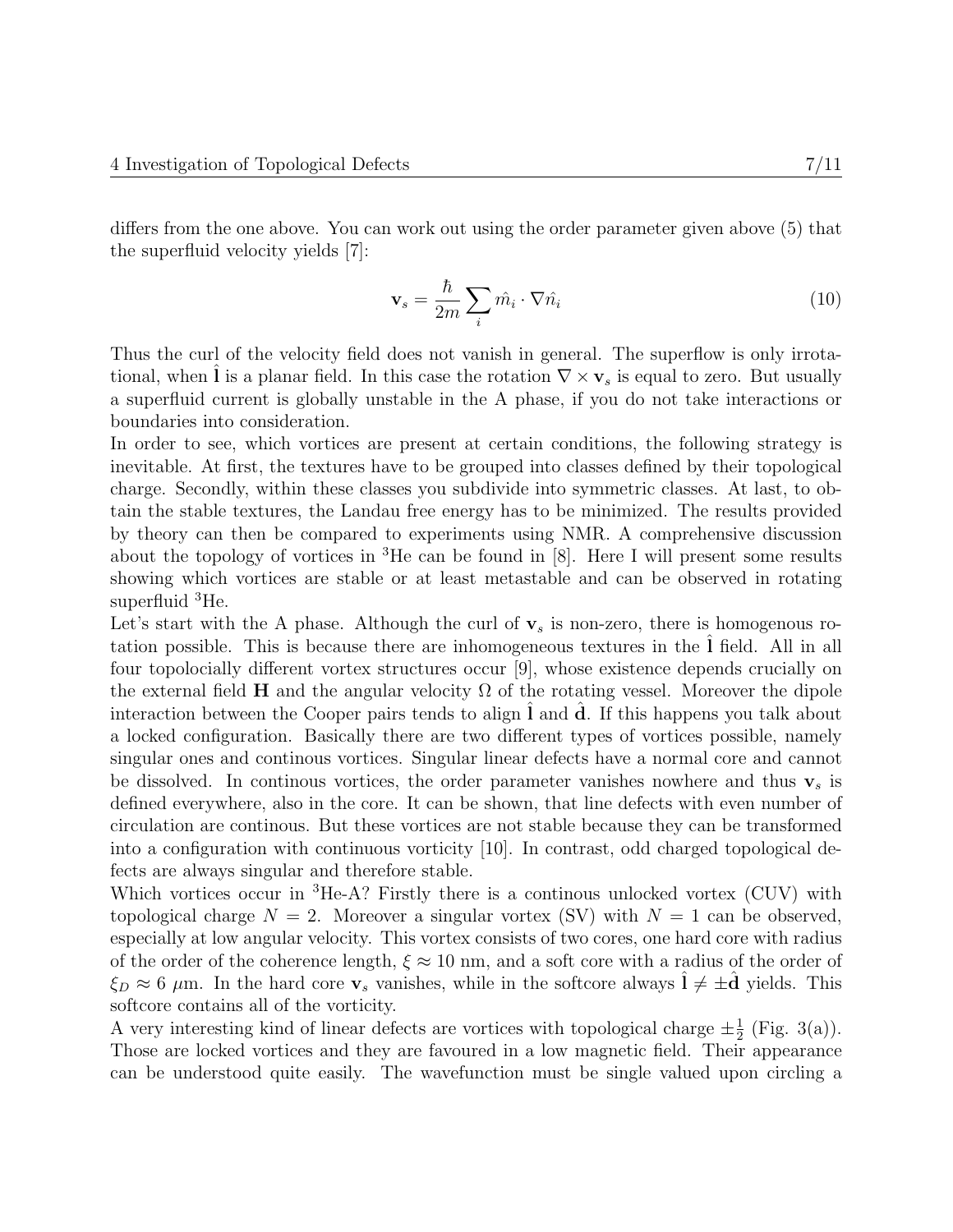differs from the one above. You can work out using the order parameter given above (5) that the superfluid velocity yields [7]:

$$\mathbf{v}_s = \frac{\hbar}{2m} \sum_i \hat{m_i} \cdot \nabla \hat{n_i} \tag{10}$$

Thus the curl of the velocity field does not vanish in general. The superflow is only irrotational, when $\hat{\mathbf{l}}$ is a planar field. In this case the rotation $\nabla \times \mathbf{v}_s$ is equal to zero. But usually a superfluid current is globally unstable in the A phase, if you do not take interactions or boundaries into consideration.

In order to see, which vortices are present at certain conditions, the following strategy is inevitable. At first, the textures have to be grouped into classes defined by their topological charge. Secondly, within these classes you subdivide into symmetric classes. At last, to obtain the stable textures, the Landau free energy has to be minimized. The results provided by theory can then be compared to experiments using NMR. A comprehensive discussion about the topology of vortices in $^3$He can be found in [8]. Here I will present some results showing which vortices are stable or at least metastable and can be observed in rotating superfluid $^3$He.

Let's start with the A phase. Although the curl of $\mathbf{v}_s$ is non-zero, there is homogenous rotation possible. This is because there are inhomogeneous textures in the $\hat{\mathbf{l}}$ field. All in all four topolocially different vortex structures occur [9], whose existence depends crucially on the external field $\mathbf{H}$ and the angular velocity $\Omega$ of the rotating vessel. Moreover the dipole interaction between the Cooper pairs tends to align $\hat{\mathbf{l}}$ and $\hat{\mathbf{d}}$. If this happens you talk about a locked configuration. Basically there are two different types of vortices possible, namely singular ones and continous vortices. Singular linear defects have a normal core and cannot be dissolved. In continous vortices, the order parameter vanishes nowhere and thus $\mathbf{v}_s$ is defined everywhere, also in the core. It can be shown, that line defects with even number of circulation are continous. But these vortices are not stable because they can be transformed into a configuration with continuous vorticity [10]. In contrast, odd charged topological defects are always singular and therefore stable.

Which vortices occur in $^3$He-A? Firstly there is a continous unlocked vortex (CUV) with topological charge $N = 2$. Moreover a singular vortex (SV) with $N = 1$ can be observed, especially at low angular velocity. This vortex consists of two cores, one hard core with radius of the order of the coherence length, $\xi \approx 10$ nm, and a soft core with a radius of the order of $\xi_D \approx 6$ $\mu$m. In the hard core $\mathbf{v}_s$ vanishes, while in the softcore always $\hat{\mathbf{l}} \neq \pm\hat{\mathbf{d}}$ yields. This softcore contains all of the vorticity.

A very interesting kind of linear defects are vortices with topological charge $\pm\frac{1}{2}$ (Fig. 3(a)). Those are locked vortices and they are favoured in a low magnetic field. Their appearance can be understood quite easily. The wavefunction must be single valued upon circling a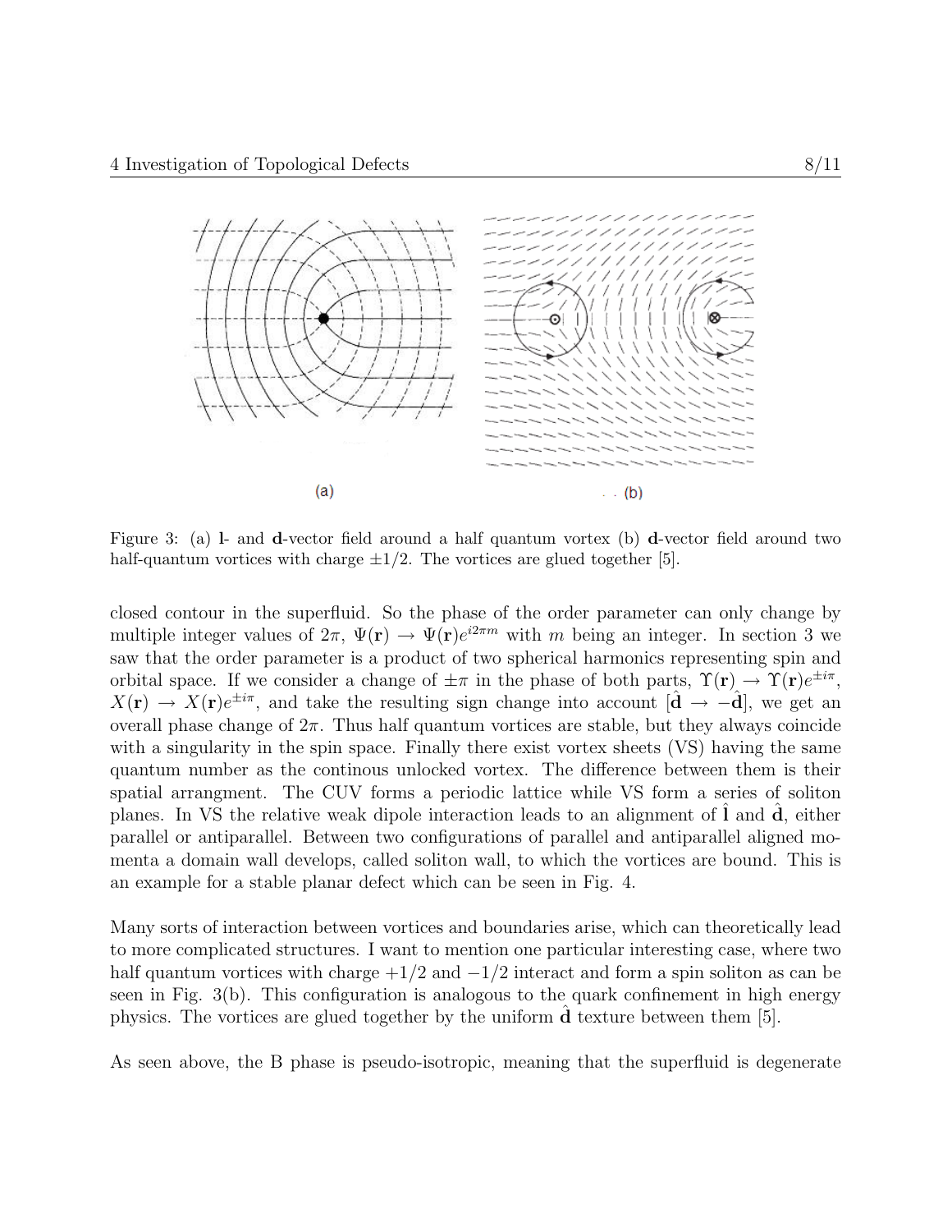Figure 3: (a) **l**- and **d**-vector field around a half quantum vortex (b) **d**-vector field around two half-quantum vortices with charge $\pm 1/2$. The vortices are glued together [5].

closed contour in the superfluid. So the phase of the order parameter can only change by multiple integer values of $2\pi$, $\Psi(\mathbf{r}) \rightarrow \Psi(\mathbf{r})e^{i2\pi m}$ with $m$ being an integer. In section 3 we saw that the order parameter is a product of two spherical harmonics representing spin and orbital space. If we consider a change of $\pm\pi$ in the phase of both parts, $\Upsilon(\mathbf{r}) \rightarrow \Upsilon(\mathbf{r})e^{\pm i\pi}$, $X(\mathbf{r}) \rightarrow X(\mathbf{r})e^{\pm i\pi}$, and take the resulting sign change into account [$\hat{\mathbf{d}} \rightarrow -\hat{\mathbf{d}}$], we get an overall phase change of $2\pi$. Thus half quantum vortices are stable, but they always coincide with a singularity in the spin space. Finally there exist vortex sheets (VS) having the same quantum number as the continous unlocked vortex. The difference between them is their spatial arrangment. The CUV forms a periodic lattice while VS form a series of soliton planes. In VS the relative weak dipole interaction leads to an alignment of $\hat{\mathbf{l}}$ and $\hat{\mathbf{d}}$, either parallel or antiparallel. Between two configurations of parallel and antiparallel aligned momenta a domain wall develops, called soliton wall, to which the vortices are bound. This is an example for a stable planar defect which can be seen in Fig. 4.

Many sorts of interaction between vortices and boundaries arise, which can theoretically lead to more complicated structures. I want to mention one particular interesting case, where two half quantum vortices with charge $+1/2$ and $-1/2$ interact and form a spin soliton as can be seen in Fig. 3(b). This configuration is analogous to the quark confinement in high energy physics. The vortices are glued together by the uniform $\hat{\mathbf{d}}$ texture between them [5].

As seen above, the B phase is pseudo-isotropic, meaning that the superfluid is degenerate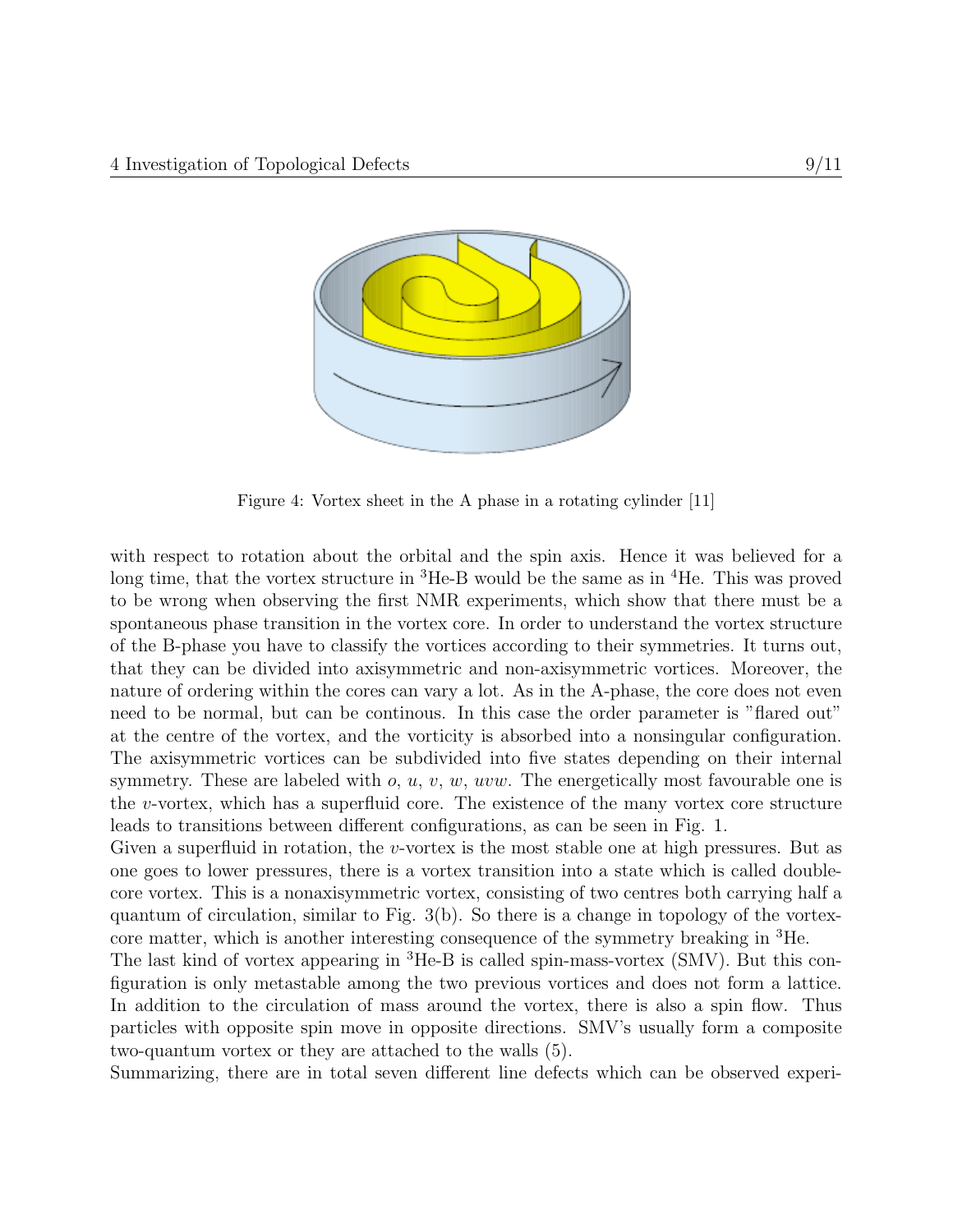Figure 4: Vortex sheet in the A phase in a rotating cylinder [11]

with respect to rotation about the orbital and the spin axis. Hence it was believed for a long time, that the vortex structure in $^3$He-B would be the same as in $^4$He. This was proved to be wrong when observing the first NMR experiments, which show that there must be a spontaneous phase transition in the vortex core. In order to understand the vortex structure of the B-phase you have to classify the vortices according to their symmetries. It turns out, that they can be divided into axisymmetric and non-axisymmetric vortices. Moreover, the nature of ordering within the cores can vary a lot. As in the A-phase, the core does not even need to be normal, but can be continous. In this case the order parameter is "flared out" at the centre of the vortex, and the vorticity is absorbed into a nonsingular configuration. The axisymmetric vortices can be subdivided into five states depending on their internal symmetry. These are labeled with $o$, $u$, $v$, $w$, $uvw$. The energetically most favourable one is the $v$-vortex, which has a superfluid core. The existence of the many vortex core structure leads to transitions between different configurations, as can be seen in Fig. 1.

Given a superfluid in rotation, the $v$-vortex is the most stable one at high pressures. But as one goes to lower pressures, there is a vortex transition into a state which is called double-core vortex. This is a nonaxisymmetric vortex, consisting of two centres both carrying half a quantum of circulation, similar to Fig. 3(b). So there is a change in topology of the vortex-core matter, which is another interesting consequence of the symmetry breaking in $^3$He.

The last kind of vortex appearing in $^3$He-B is called spin-mass-vortex (SMV). But this configuration is only metastable among the two previous vortices and does not form a lattice. In addition to the circulation of mass around the vortex, there is also a spin flow. Thus particles with opposite spin move in opposite directions. SMV's usually form a composite two-quantum vortex or they are attached to the walls (5).

Summarizing, there are in total seven different line defects which can be observed experi-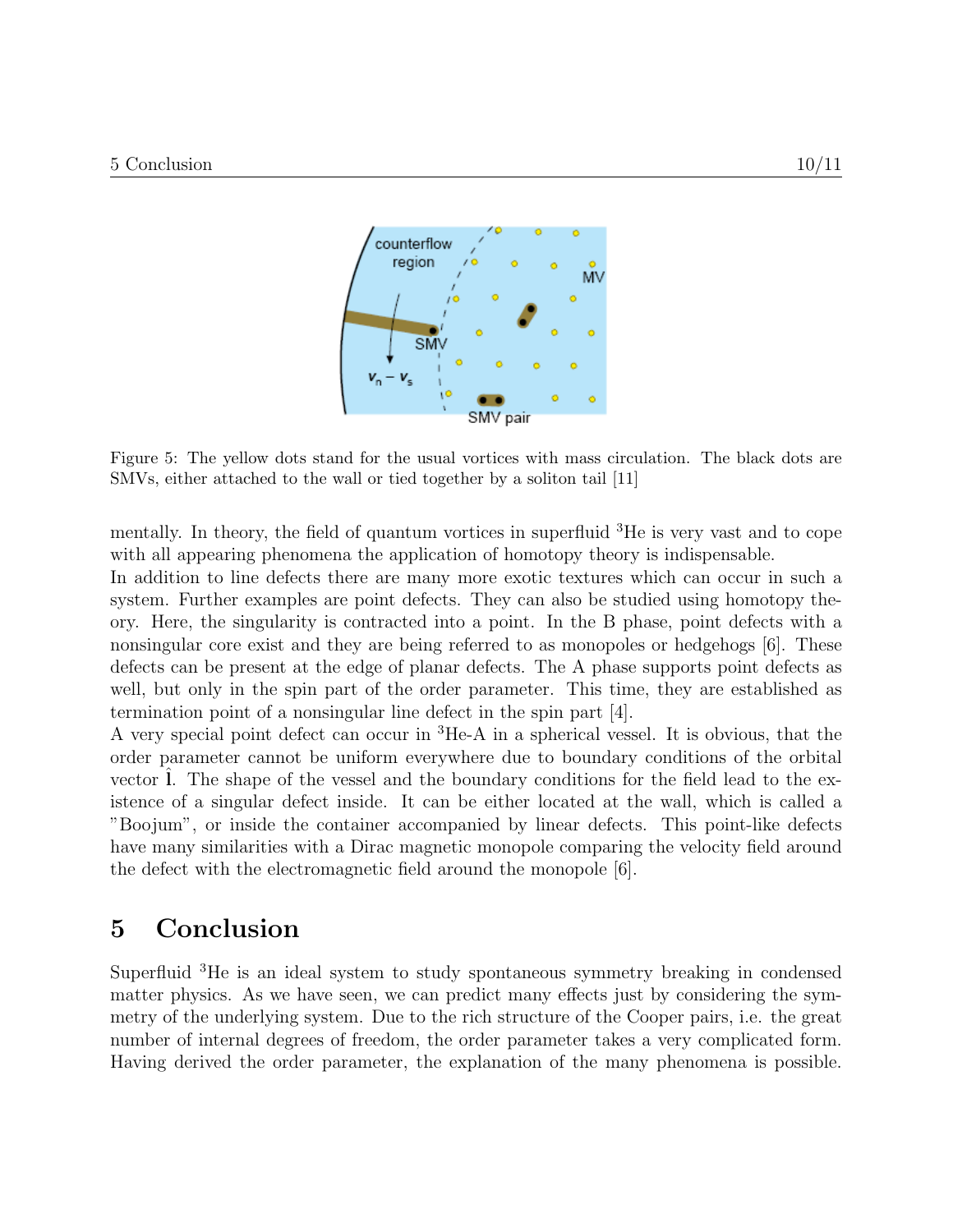Figure 5: The yellow dots stand for the usual vortices with mass circulation. The black dots are SMVs, either attached to the wall or tied together by a soliton tail [11]

mentally. In theory, the field of quantum vortices in superfluid $^3$He is very vast and to cope with all appearing phenomena the application of homotopy theory is indispensable.
In addition to line defects there are many more exotic textures which can occur in such a system. Further examples are point defects. They can also be studied using homotopy theory. Here, the singularity is contracted into a point. In the B phase, point defects with a nonsingular core exist and they are being referred to as monopoles or hedgehogs [6]. These defects can be present at the edge of planar defects. The A phase supports point defects as well, but only in the spin part of the order parameter. This time, they are established as termination point of a nonsingular line defect in the spin part [4].
A very special point defect can occur in $^3$He-A in a spherical vessel. It is obvious, that the order parameter cannot be uniform everywhere due to boundary conditions of the orbital vector $\hat{\mathbf{l}}$. The shape of the vessel and the boundary conditions for the field lead to the existence of a singular defect inside. It can be either located at the wall, which is called a "Boojum", or inside the container accompanied by linear defects. This point-like defects have many similarities with a Dirac magnetic monopole comparing the velocity field around the defect with the electromagnetic field around the monopole [6].

# 5 Conclusion

Superfluid $^3$He is an ideal system to study spontaneous symmetry breaking in condensed matter physics. As we have seen, we can predict many effects just by considering the symmetry of the underlying system. Due to the rich structure of the Cooper pairs, i.e. the great number of internal degrees of freedom, the order parameter takes a very complicated form. Having derived the order parameter, the explanation of the many phenomena is possible.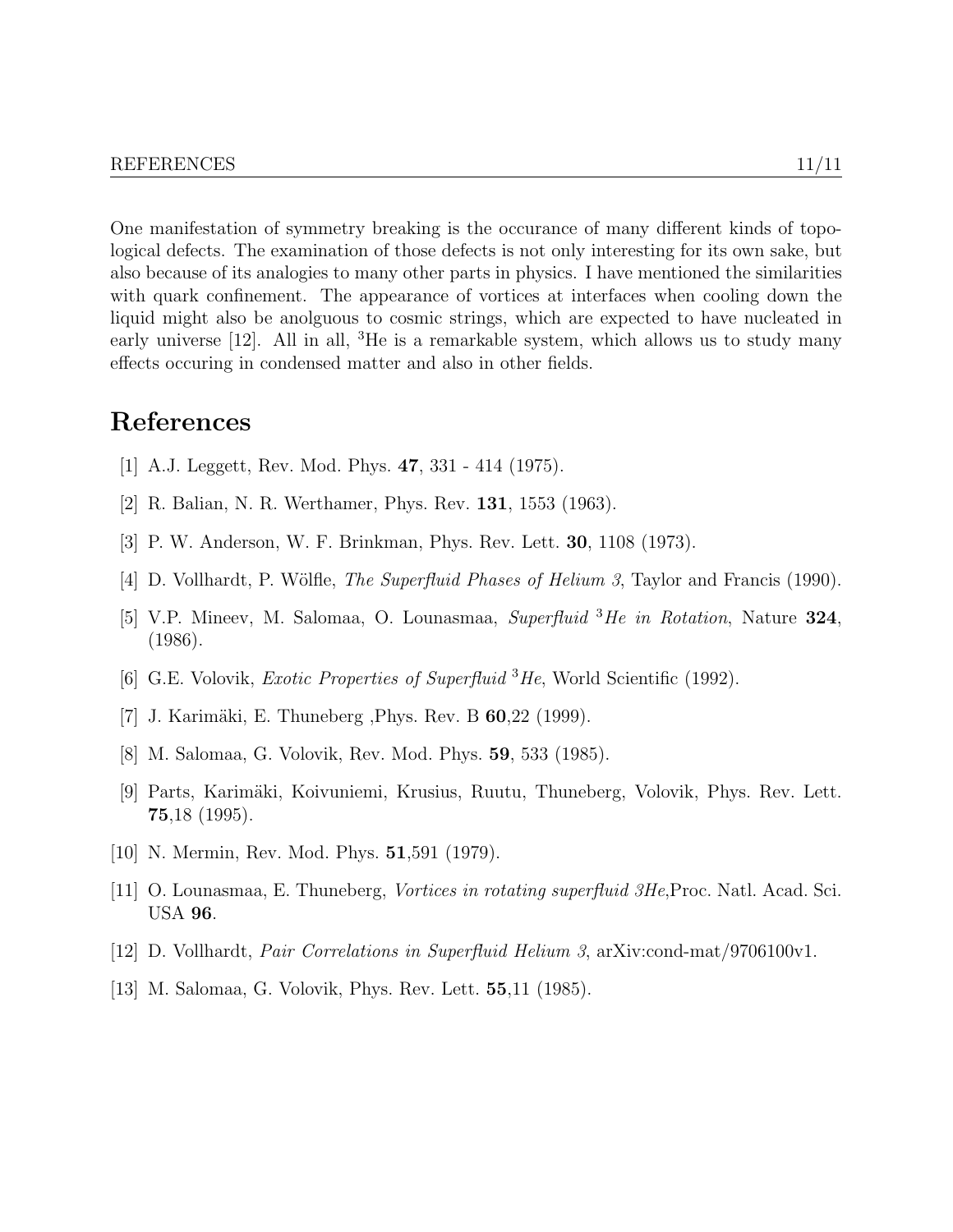One manifestation of symmetry breaking is the occurance of many different kinds of topological defects. The examination of those defects is not only interesting for its own sake, but also because of its analogies to many other parts in physics. I have mentioned the similarities with quark confinement. The appearance of vortices at interfaces when cooling down the liquid might also be anolguous to cosmic strings, which are expected to have nucleated in early universe [12]. All in all, $^3$He is a remarkable system, which allows us to study many effects occuring in condensed matter and also in other fields.

# References

[1] A.J. Leggett, Rev. Mod. Phys. **47**, 331 - 414 (1975).

[2] R. Balian, N. R. Werthamer, Phys. Rev. **131**, 1553 (1963).

[3] P. W. Anderson, W. F. Brinkman, Phys. Rev. Lett. **30**, 1108 (1973).

[4] D. Vollhardt, P. Wölfle, *The Superfluid Phases of Helium 3*, Taylor and Francis (1990).

[5] V.P. Mineev, M. Salomaa, O. Lounasmaa, *Superfluid $^3$He in Rotation*, Nature **324**, (1986).

[6] G.E. Volovik, *Exotic Properties of Superfluid $^3$He*, World Scientific (1992).

[7] J. Karimäki, E. Thuneberg ,Phys. Rev. B **60**,22 (1999).

[8] M. Salomaa, G. Volovik, Rev. Mod. Phys. **59**, 533 (1985).

[9] Parts, Karimäki, Koivuniemi, Krusius, Ruutu, Thuneberg, Volovik, Phys. Rev. Lett. **75**,18 (1995).

[10] N. Mermin, Rev. Mod. Phys. **51**,591 (1979).

[11] O. Lounasmaa, E. Thuneberg, *Vortices in rotating superfluid 3He*,Proc. Natl. Acad. Sci. USA **96**.

[12] D. Vollhardt, *Pair Correlations in Superfluid Helium 3*, arXiv:cond-mat/9706100v1.

[13] M. Salomaa, G. Volovik, Phys. Rev. Lett. **55**,11 (1985).